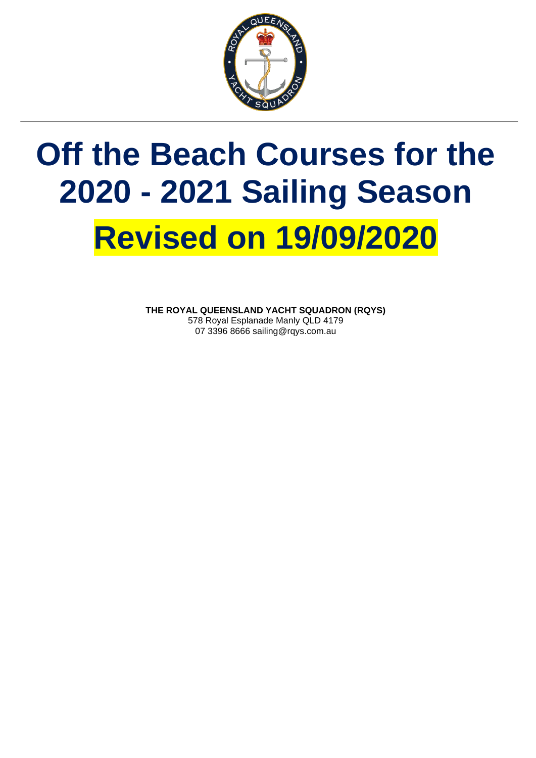# Off the Beach Courses for the 2020 - 2021 Sailing Season

# Revised on 19/09/2020

**THE ROYAL QUEENSLAND YACHT SQUADRON (RQYS)**
578 Royal Esplanade Manly QLD 4179
07 3396 8666 sailing@rqys.com.au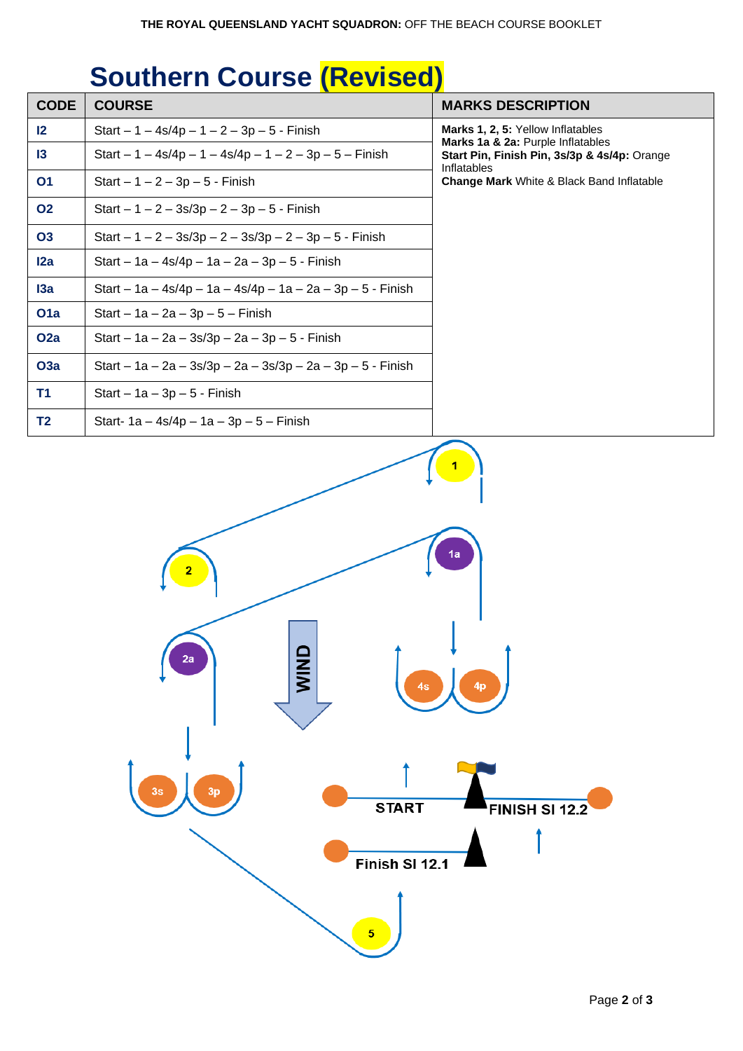# Southern Course (Revised)

| CODE | COURSE | MARKS DESCRIPTION |
|---|---|---|
| I2 | Start – 1 – 4s/4p – 1 – 2 – 3p – 5 - Finish | **Marks 1, 2, 5:** Yellow Inflatables<br>**Marks 1a & 2a:** Purple Inflatables<br>**Start Pin, Finish Pin, 3s/3p & 4s/4p:** Orange Inflatables<br>**Change Mark** White & Black Band Inflatable |
| I3 | Start – 1 – 4s/4p – 1 – 4s/4p – 1 – 2 – 3p – 5 – Finish | |
| O1 | Start – 1 – 2 – 3p – 5 - Finish | |
| O2 | Start – 1 – 2 – 3s/3p – 2 – 3p – 5 - Finish | |
| O3 | Start – 1 – 2 – 3s/3p – 2 – 3s/3p – 2 – 3p – 5 - Finish | |
| I2a | Start – 1a – 4s/4p – 1a – 2a – 3p – 5 - Finish | |
| I3a | Start – 1a – 4s/4p – 1a – 4s/4p – 1a – 2a – 3p – 5 - Finish | |
| O1a | Start – 1a – 2a – 3p – 5 – Finish | |
| O2a | Start – 1a – 2a – 3s/3p – 2a – 3p – 5 - Finish | |
| O3a | Start – 1a – 2a – 3s/3p – 2a – 3s/3p – 2a – 3p – 5 - Finish | |
| T1 | Start – 1a – 3p – 5 - Finish | |
| T2 | Start- 1a – 4s/4p – 1a – 3p – 5 – Finish | |

1, 1a, 2, 2a, 4s, 4p, 3s, 3p, 5

WIND

START

FINISH SI 12.2

Finish SI 12.1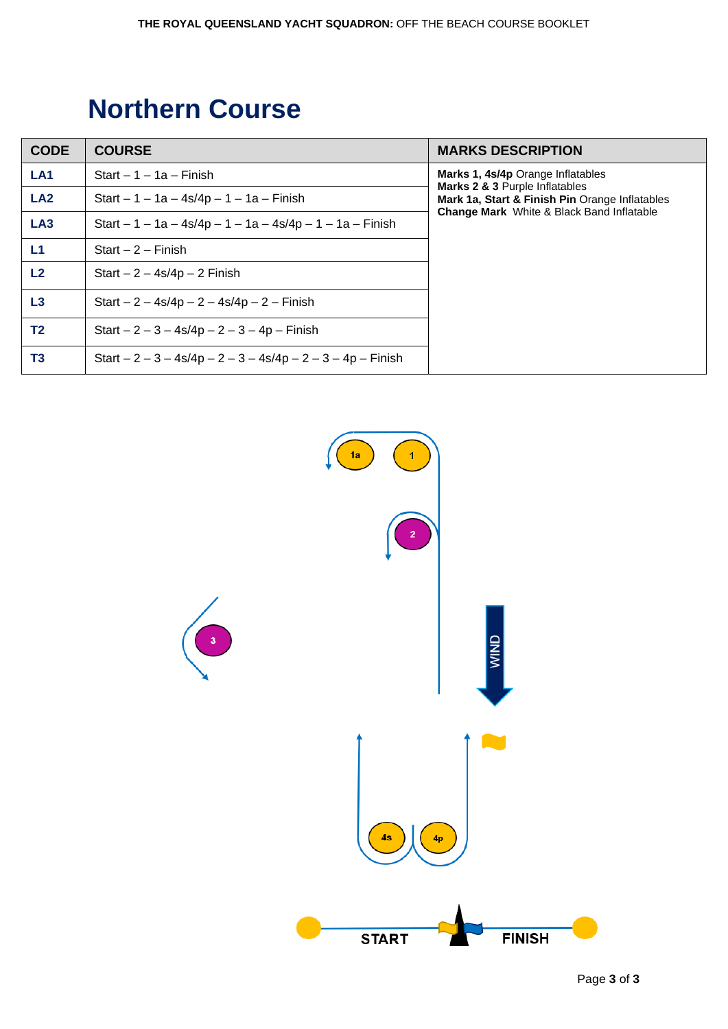# Northern Course

| CODE | COURSE | MARKS DESCRIPTION |
|---|---|---|
| LA1 | Start – 1 – 1a – Finish | **Marks 1, 4s/4p** Orange Inflatables<br>**Marks 2 & 3** Purple Inflatables<br>**Mark 1a, Start & Finish Pin** Orange Inflatables<br>**Change Mark** White & Black Band Inflatable |
| LA2 | Start – 1 – 1a – 4s/4p – 1 – 1a – Finish | |
| LA3 | Start – 1 – 1a – 4s/4p – 1 – 1a – 4s/4p – 1 – 1a – Finish | |
| L1 | Start – 2 – Finish | |
| L2 | Start – 2 – 4s/4p – 2 Finish | |
| L3 | Start – 2 – 4s/4p – 2 – 4s/4p – 2 – Finish | |
| T2 | Start – 2 – 3 – 4s/4p – 2 – 3 – 4p – Finish | |
| T3 | Start – 2 – 3 – 4s/4p – 2 – 3 – 4s/4p – 2 – 3 – 4p – Finish | |

1a
1
2
3
WIND
4s
4p
START
FINISH